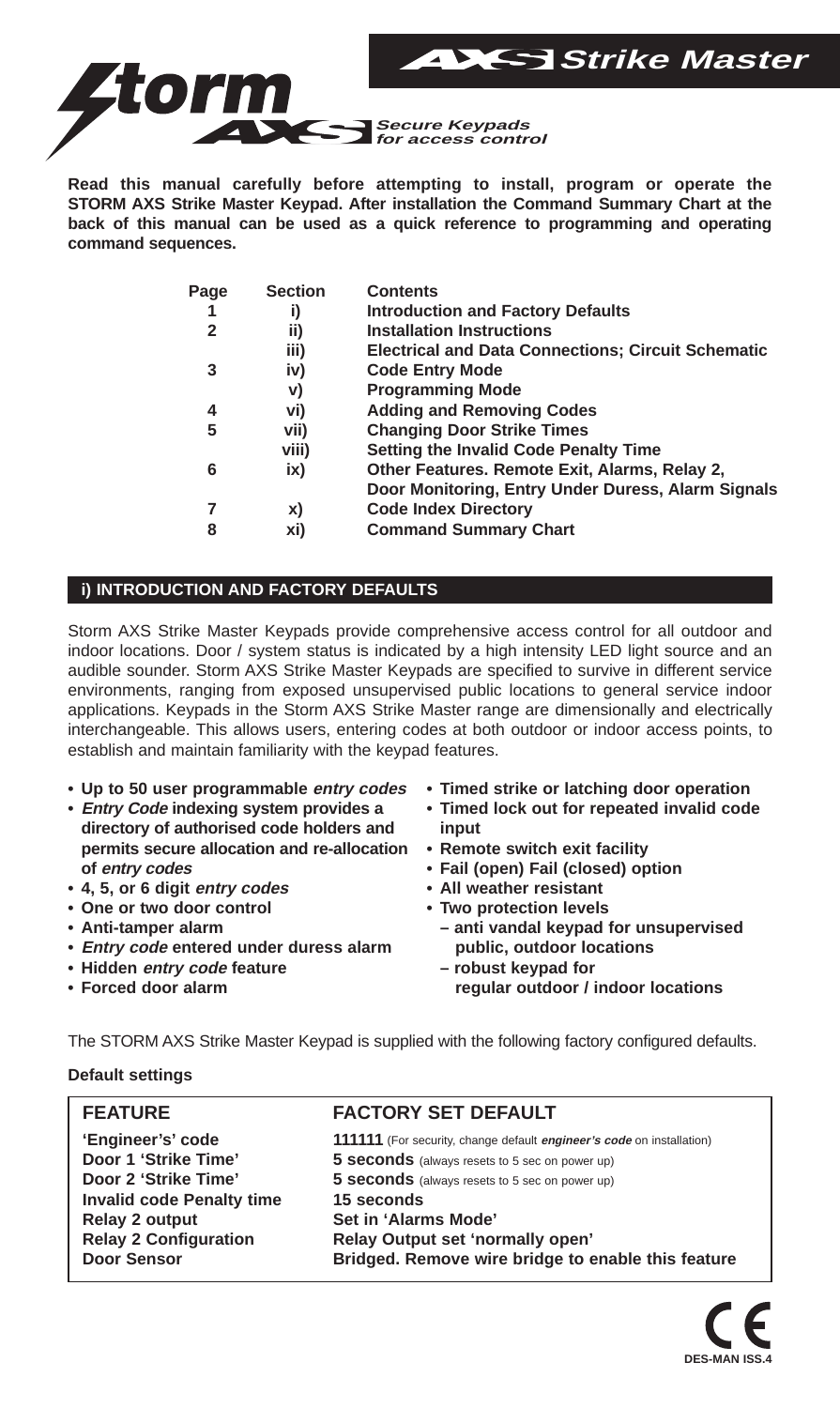# AXS Strike Master

# Storm AXS

**Secure Keypads for access control**

**Read this manual carefully before attempting to install, program or operate the STORM AXS Strike Master Keypad. After installation the Command Summary Chart at the back of this manual can be used as a quick reference to programming and operating command sequences.**

| Page | Section | Contents |
|---|---|---|
| 1 | i) | Introduction and Factory Defaults |
| 2 | ii) | Installation Instructions |
| | iii) | Electrical and Data Connections; Circuit Schematic |
| 3 | iv) | Code Entry Mode |
| | v) | Programming Mode |
| 4 | vi) | Adding and Removing Codes |
| 5 | vii) | Changing Door Strike Times |
| | viii) | Setting the Invalid Code Penalty Time |
| 6 | ix) | Other Features. Remote Exit, Alarms, Relay 2, Door Monitoring, Entry Under Duress, Alarm Signals |
| 7 | x) | Code Index Directory |
| 8 | xi) | Command Summary Chart |

## i) INTRODUCTION AND FACTORY DEFAULTS

Storm AXS Strike Master Keypads provide comprehensive access control for all outdoor and indoor locations. Door / system status is indicated by a high intensity LED light source and an audible sounder. Storm AXS Strike Master Keypads are specified to survive in different service environments, ranging from exposed unsupervised public locations to general service indoor applications. Keypads in the Storm AXS Strike Master range are dimensionally and electrically interchangeable. This allows users, entering codes at both outdoor or indoor access points, to establish and maintain familiarity with the keypad features.

- **Up to 50 user programmable *entry codes***
- ***Entry Code* indexing system provides a directory of authorised code holders and permits secure allocation and re-allocation of *entry codes***
- **4, 5, or 6 digit *entry codes***
- **One or two door control**
- **Anti-tamper alarm**
- ***Entry code* entered under duress alarm**
- **Hidden *entry code* feature**
- **Forced door alarm**
- **Timed strike or latching door operation**
- **Timed lock out for repeated invalid code input**
- **Remote switch exit facility**
- **Fail (open) Fail (closed) option**
- **All weather resistant**
- **Two protection levels**
  - **– anti vandal keypad for unsupervised public, outdoor locations**
  - **– robust keypad for regular outdoor / indoor locations**

The STORM AXS Strike Master Keypad is supplied with the following factory configured defaults.

**Default settings**

| FEATURE | FACTORY SET DEFAULT |
|---|---|
| **'Engineer's' code** | **111111** (For security, change default ***engineer's code*** on installation) |
| **Door 1 'Strike Time'** | **5 seconds** (always resets to 5 sec on power up) |
| **Door 2 'Strike Time'** | **5 seconds** (always resets to 5 sec on power up) |
| **Invalid code Penalty time** | **15 seconds** |
| **Relay 2 output** | **Set in 'Alarms Mode'** |
| **Relay 2 Configuration** | **Relay Output set 'normally open'** |
| **Door Sensor** | **Bridged. Remove wire bridge to enable this feature** |

CE

DES-MAN ISS.4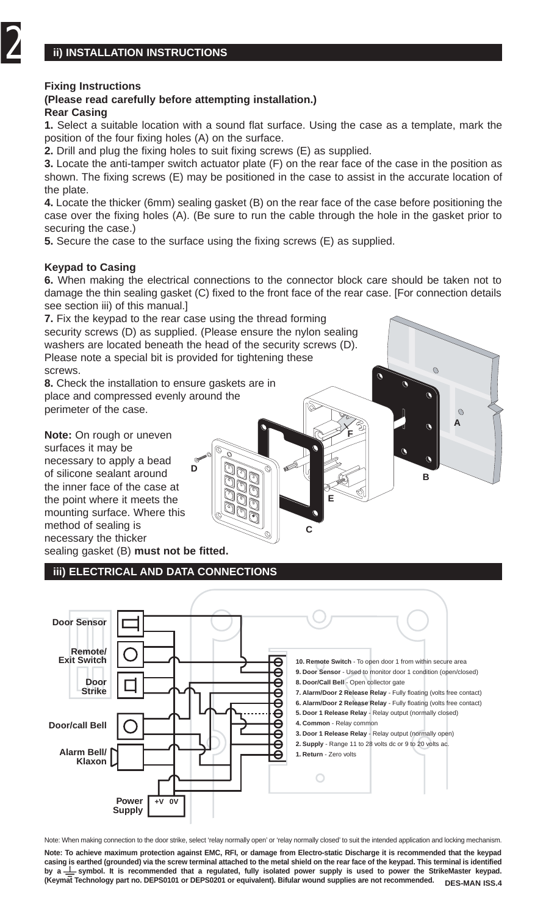## ii) INSTALLATION INSTRUCTIONS

### Fixing Instructions

**(Please read carefully before attempting installation.)**

**Rear Casing**

**1.** Select a suitable location with a sound flat surface. Using the case as a template, mark the position of the four fixing holes (A) on the surface.

**2.** Drill and plug the fixing holes to suit fixing screws (E) as supplied.

**3.** Locate the anti-tamper switch actuator plate (F) on the rear face of the case in the position as shown. The fixing screws (E) may be positioned in the case to assist in the accurate location of the plate.

**4.** Locate the thicker (6mm) sealing gasket (B) on the rear face of the case before positioning the case over the fixing holes (A). (Be sure to run the cable through the hole in the gasket prior to securing the case.)

**5.** Secure the case to the surface using the fixing screws (E) as supplied.

**Keypad to Casing**

**6.** When making the electrical connections to the connector block care should be taken not to damage the thin sealing gasket (C) fixed to the front face of the rear case. [For connection details see section iii) of this manual.]

**7.** Fix the keypad to the rear case using the thread forming security screws (D) as supplied. (Please ensure the nylon sealing washers are located beneath the head of the security screws (D). Please note a special bit is provided for tightening these screws.

**8.** Check the installation to ensure gaskets are in place and compressed evenly around the perimeter of the case.

**Note:** On rough or uneven surfaces it may be necessary to apply a bead of silicone sealant around the inner face of the case at the point where it meets the mounting surface. Where this method of sealing is necessary the thicker sealing gasket (B) **must not be fitted.**

## iii) ELECTRICAL AND DATA CONNECTIONS

Door Sensor

Remote/ Exit Switch

Door Strike

Door/call Bell

Alarm Bell/ Klaxon

Power Supply +V 0V

**10. Remote Switch** - To open door 1 from within secure area
**9. Door Sensor** - Used to monitor door 1 condition (open/closed)
**8. Door/Call Bell** - Open collector gate
**7. Alarm/Door 2 Release Relay** - Fully floating (volts free contact)
**6. Alarm/Door 2 Release Relay** - Fully floating (volts free contact)
**5. Door 1 Release Relay** - Relay output (normally closed)
**4. Common** - Relay common
**3. Door 1 Release Relay** - Relay output (normally open)
**2. Supply** - Range 11 to 28 volts dc or 9 to 20 volts ac.
**1. Return** - Zero volts

Note: When making connection to the door strike, select 'relay normally open' or 'relay normally closed' to suit the intended application and locking mechanism.

**Note: To achieve maximum protection against EMC, RFI, or damage from Electro-static Discharge it is recommended that the keypad casing is earthed (grounded) via the screw terminal attached to the metal shield on the rear face of the keypad. This terminal is identified by a ⏚ symbol. It is recommended that a regulated, fully isolated power supply is used to power the StrikeMaster keypad. (Keymat Technology part no. DEPS0101 or DEPS0201 or equivalent). Bifular wound supplies are not recommended.**

DES-MAN ISS.4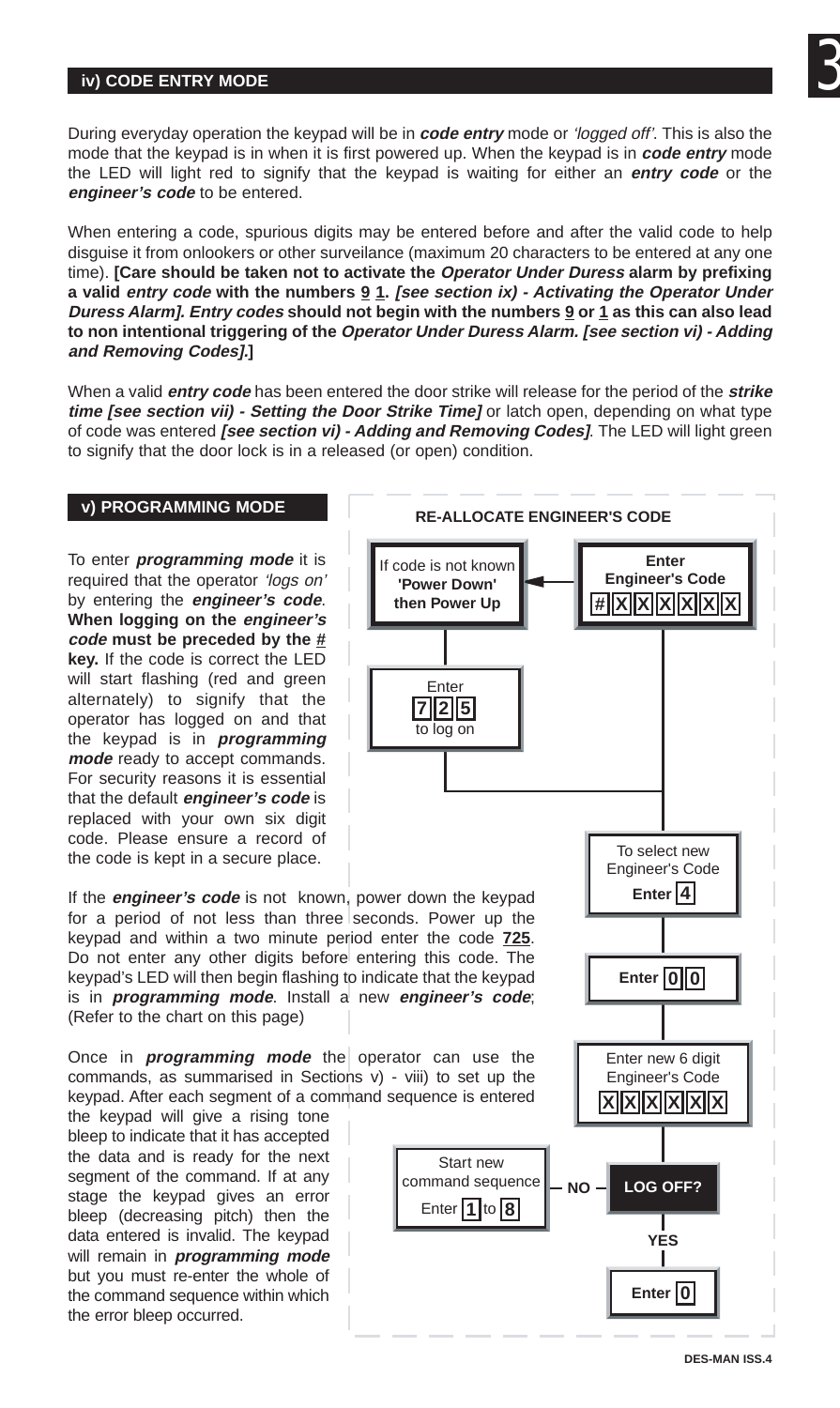## iv) CODE ENTRY MODE

During everyday operation the keypad will be in ***code entry*** mode or *'logged off'*. This is also the mode that the keypad is in when it is first powered up. When the keypad is in ***code entry*** mode the LED will light red to signify that the keypad is waiting for either an ***entry code*** or the ***engineer's code*** to be entered.

When entering a code, spurious digits may be entered before and after the valid code to help disguise it from onlookers or other surveilance (maximum 20 characters to be entered at any one time). **[Care should be taken not to activate the *Operator Under Duress* alarm by prefixing a valid *entry code* with the numbers 9 1. *[see section ix) - Activating the Operator Under Duress Alarm]*. *Entry codes* should not begin with the numbers 9 or 1 as this can also lead to non intentional triggering of the *Operator Under Duress Alarm. [see section vi) - Adding and Removing Codes]*.]**

When a valid ***entry code*** has been entered the door strike will release for the period of the ***strike time [see section vii) - Setting the Door Strike Time]*** or latch open, depending on what type of code was entered ***[see section vi) - Adding and Removing Codes]***. The LED will light green to signify that the door lock is in a released (or open) condition.

## v) PROGRAMMING MODE

To enter ***programming mode*** it is required that the operator *'logs on'* by entering the ***engineer's code***. **When logging on the *engineer's code* must be preceded by the # key.** If the code is correct the LED will start flashing (red and green alternately) to signify that the operator has logged on and that the keypad is in ***programming mode*** ready to accept commands. For security reasons it is essential that the default ***engineer's code*** is replaced with your own six digit code. Please ensure a record of the code is kept in a secure place.

If the ***engineer's code*** is not known, power down the keypad for a period of not less than three seconds. Power up the keypad and within a two minute period enter the code **725**. Do not enter any other digits before entering this code. The keypad's LED will then begin flashing to indicate that the keypad is in ***programming mode***. Install a new ***engineer's code***; (Refer to the chart on this page)

Once in ***programming mode*** the operator can use the commands, as summarised in Sections v) - viii) to set up the keypad. After each segment of a command sequence is entered the keypad will give a rising tone bleep to indicate that it has accepted the data and is ready for the next segment of the command. If at any stage the keypad gives an error bleep (decreasing pitch) then the data entered is invalid. The keypad will remain in ***programming mode*** but you must re-enter the whole of the command sequence within which the error bleep occurred.

**RE-ALLOCATE ENGINEER'S CODE**

- **Enter Engineer's Code** # X X X X X X
  - (If code is not known **'Power Down' then Power Up** → Enter 7 2 5 to log on)
- To select new Engineer's Code **Enter 4**
- **Enter 0 0**
- Enter new 6 digit Engineer's Code X X X X X X
- **LOG OFF?**
  - NO → Start new command sequence Enter 1 to 8
  - YES → **Enter 0**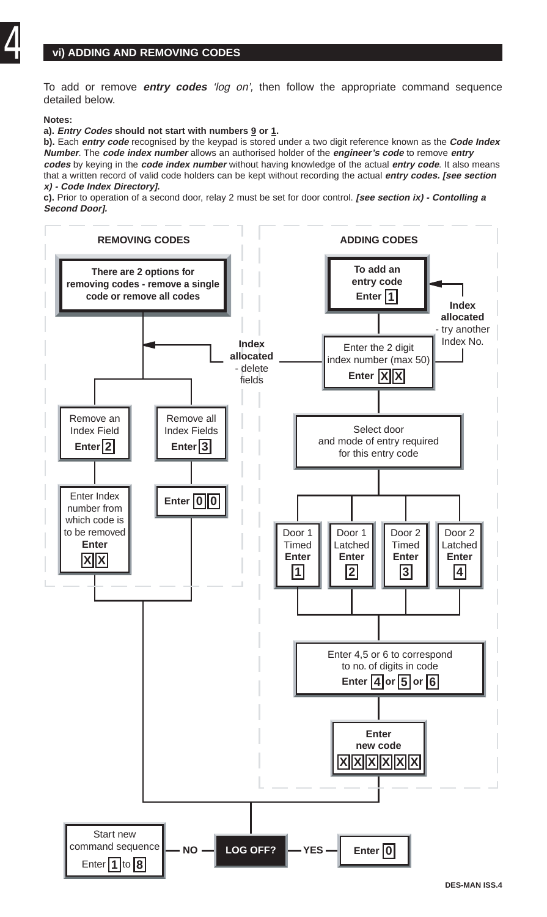## vi) ADDING AND REMOVING CODES

To add or remove ***entry codes*** *'log on',* then follow the appropriate command sequence detailed below.

**Notes:**

**a).** ***Entry Codes*** **should not start with numbers 9 or 1.**

**b).** Each ***entry code*** recognised by the keypad is stored under a two digit reference known as the ***Code Index Number***. The ***code index number*** allows an authorised holder of the ***engineer's code*** to remove ***entry codes*** by keying in the ***code index number*** without having knowledge of the actual ***entry code***. It also means that a written record of valid code holders can be kept without recording the actual ***entry codes. [see section x) - Code Index Directory].***

**c).** Prior to operation of a second door, relay 2 must be set for door control. ***[see section ix) - Contolling a Second Door].***

### REMOVING CODES

**There are 2 options for removing codes - remove a single code or remove all codes**

- Remove an Index Field **Enter 2**
  - Enter Index number from which code is to be removed **Enter XX**
- Remove all Index Fields **Enter 3**
  - **Enter 00**

### ADDING CODES

**To add an entry code Enter 1**

Enter the 2 digit index number (max 50) **Enter XX**

- **Index allocated** - try another Index No. (return to "To add an entry code")
- **Index allocated** - delete fields (go to "Removing Codes")

Select door and mode of entry required for this entry code

- Door 1 Timed **Enter 1**
- Door 1 Latched **Enter 2**
- Door 2 Timed **Enter 3**
- Door 2 Latched **Enter 4**

Enter 4,5 or 6 to correspond to no. of digits in code **Enter 4 or 5 or 6**

**Enter new code XXXXXX**

### LOG OFF?

- **NO** — Start new command sequence Enter 1 to 8
- **YES** — **Enter 0**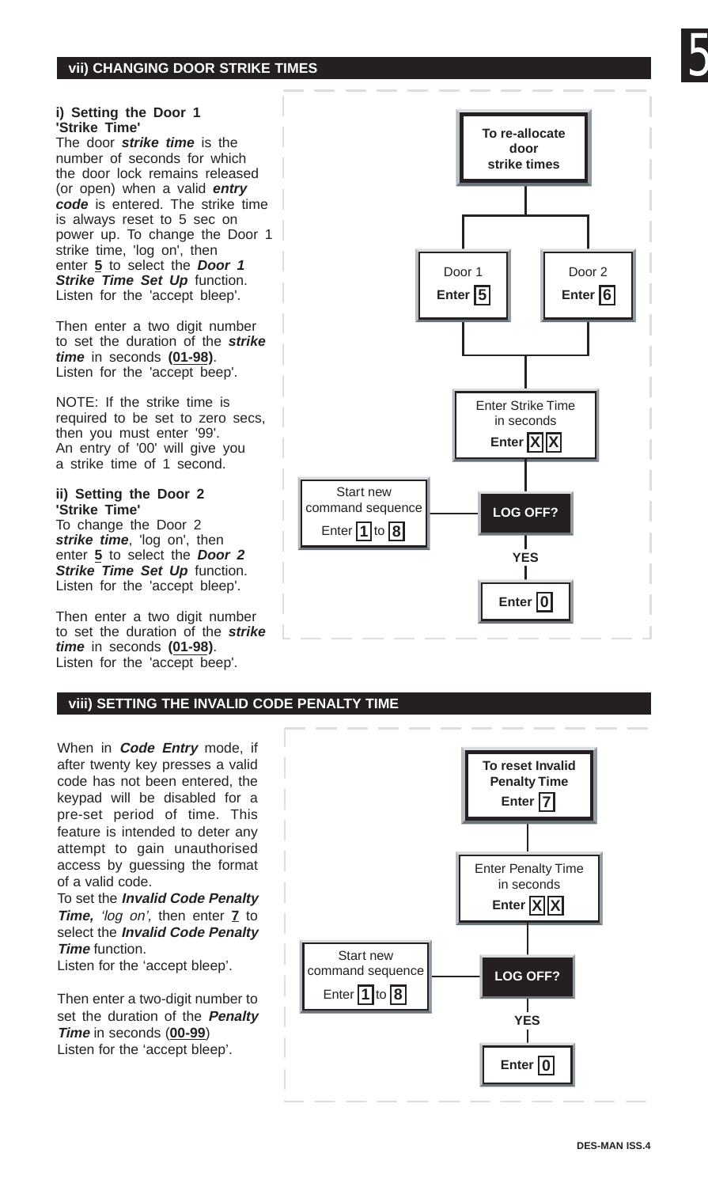## vii) CHANGING DOOR STRIKE TIMES

**i) Setting the Door 1 'Strike Time'**

The door ***strike time*** is the number of seconds for which the door lock remains released (or open) when a valid ***entry code*** is entered. The strike time is always reset to 5 sec on power up. To change the Door 1 strike time, 'log on', then enter **5** to select the ***Door 1 Strike Time Set Up*** function. Listen for the 'accept bleep'.

Then enter a two digit number to set the duration of the ***strike time*** in seconds **(01-98)**. Listen for the 'accept beep'.

NOTE: If the strike time is required to be set to zero secs, then you must enter '99'. An entry of '00' will give you a strike time of 1 second.

**ii) Setting the Door 2 'Strike Time'**

To change the Door 2 ***strike time***, 'log on', then enter **5** to select the ***Door 2 Strike Time Set Up*** function. Listen for the 'accept bleep'.

Then enter a two digit number to set the duration of the ***strike time*** in seconds **(01-98)**. Listen for the 'accept beep'.

**To re-allocate door strike times**

- Door 1 — **Enter 5**
- Door 2 — **Enter 6**

Enter Strike Time in seconds — **Enter X X**

**LOG OFF?**
- Start new command sequence — Enter 1 to 8
- YES — **Enter 0**

## viii) SETTING THE INVALID CODE PENALTY TIME

When in ***Code Entry*** mode, if after twenty key presses a valid code has not been entered, the keypad will be disabled for a pre-set period of time. This feature is intended to deter any attempt to gain unauthorised access by guessing the format of a valid code.

To set the ***Invalid Code Penalty Time,*** *'log on',* then enter **7** to select the ***Invalid Code Penalty Time*** function.

Listen for the 'accept bleep'.

Then enter a two-digit number to set the duration of the ***Penalty Time*** in seconds (**00-99**)

Listen for the 'accept bleep'.

**To reset Invalid Penalty Time — Enter 7**

Enter Penalty Time in seconds — **Enter X X**

**LOG OFF?**
- Start new command sequence — Enter 1 to 8
- YES — **Enter 0**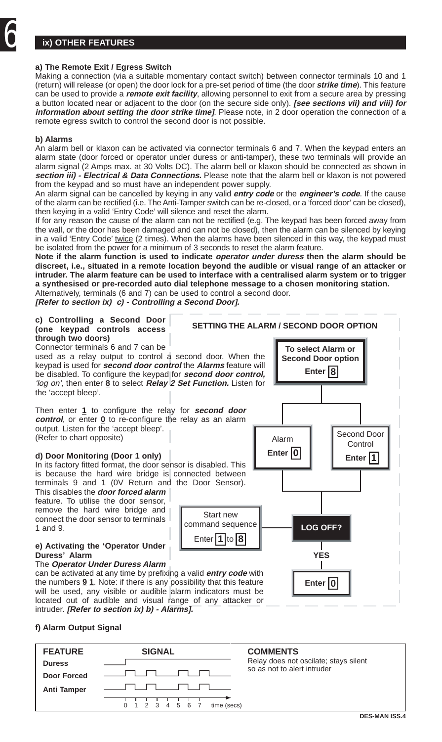## ix) OTHER FEATURES

**a) The Remote Exit / Egress Switch**

Making a connection (via a suitable momentary contact switch) between connector terminals 10 and 1 (return) will release (or open) the door lock for a pre-set period of time (the door ***strike time***). This feature can be used to provide a ***remote exit facility***, allowing personnel to exit from a secure area by pressing a button located near or adjacent to the door (on the secure side only). ***[see sections vii) and viii) for information about setting the door strike time]***. Please note, in 2 door operation the connection of a remote egress switch to control the second door is not possible.

**b) Alarms**

An alarm bell or klaxon can be activated via connector terminals 6 and 7. When the keypad enters an alarm state (door forced or operator under duress or anti-tamper), these two terminals will provide an alarm signal (2 Amps max. at 30 Volts DC). The alarm bell or klaxon should be connected as shown in ***section iii) - Electrical & Data Connections.*** Please note that the alarm bell or klaxon is not powered from the keypad and so must have an independent power supply.

An alarm signal can be cancelled by keying in any valid ***entry code*** or the ***engineer's code***. If the cause of the alarm can be rectified (i.e. The Anti-Tamper switch can be re-closed, or a 'forced door' can be closed), then keying in a valid 'Entry Code' will silence and reset the alarm.

If for any reason the cause of the alarm can not be rectified (e.g. The keypad has been forced away from the wall, or the door has been damaged and can not be closed), then the alarm can be silenced by keying in a valid 'Entry Code' twice (2 times). When the alarms have been silenced in this way, the keypad must be isolated from the power for a minimum of 3 seconds to reset the alarm feature.

**Note if the alarm function is used to indicate *operator under duress* then the alarm should be discreet, i.e., situated in a remote location beyond the audible or visual range of an attacker or intruder. The alarm feature can be used to interface with a centralised alarm system or to trigger a synthesised or pre-recorded auto dial telephone message to a chosen monitoring station.**

Alternatively, terminals (6 and 7) can be used to control a second door.

***[Refer to section ix) c) - Controlling a Second Door].***

**c) Controlling a Second Door (one keypad controls access through two doors)**

Connector terminals 6 and 7 can be used as a relay output to control a second door. When the keypad is used for ***second door control*** the ***Alarms*** feature will be disabled. To configure the keypad for ***second door control,*** *'log on',* then enter **8** to select ***Relay 2 Set Function.*** Listen for the 'accept bleep'.

Then enter **1** to configure the relay for ***second door control***, or enter **0** to re-configure the relay as an alarm output. Listen for the 'accept bleep'.
(Refer to chart opposite)

**SETTING THE ALARM / SECOND DOOR OPTION**

- **To select Alarm or Second Door option** — **Enter 8**
  - Alarm — **Enter 0**
  - Second Door Control — **Enter 1**
- **LOG OFF?**
  - **YES** — **Enter 0**
  - Start new command sequence — Enter **1** to **8**

**d) Door Monitoring (Door 1 only)**

In its factory fitted format, the door sensor is disabled. This is because the hard wire bridge is connected between terminals 9 and 1 (0V Return and the Door Sensor). This disables the ***door forced alarm*** feature. To utilise the door sensor, remove the hard wire bridge and connect the door sensor to terminals 1 and 9.

**e) Activating the 'Operator Under Duress' Alarm**

The ***Operator Under Duress Alarm*** can be activated at any time by prefixing a valid ***entry code*** with the numbers **9 1**. Note: if there is any possibility that this feature will be used, any visible or audible alarm indicators must be located out of audible and visual range of any attacker or intruder. ***[Refer to section ix) b) - Alarms].***

**f) Alarm Output Signal**

| FEATURE | SIGNAL | COMMENTS |
|---|---|---|
| **Duress** | Steady on (from ~1 sec) | Relay does not oscilate; stays silent so as not to alert intruder |
| **Door Forced** | Pulsing on/off | |
| **Anti Tamper** | Pulsing on/off | |
| | time (secs): 0 1 2 3 4 5 6 7 | |

DES-MAN ISS.4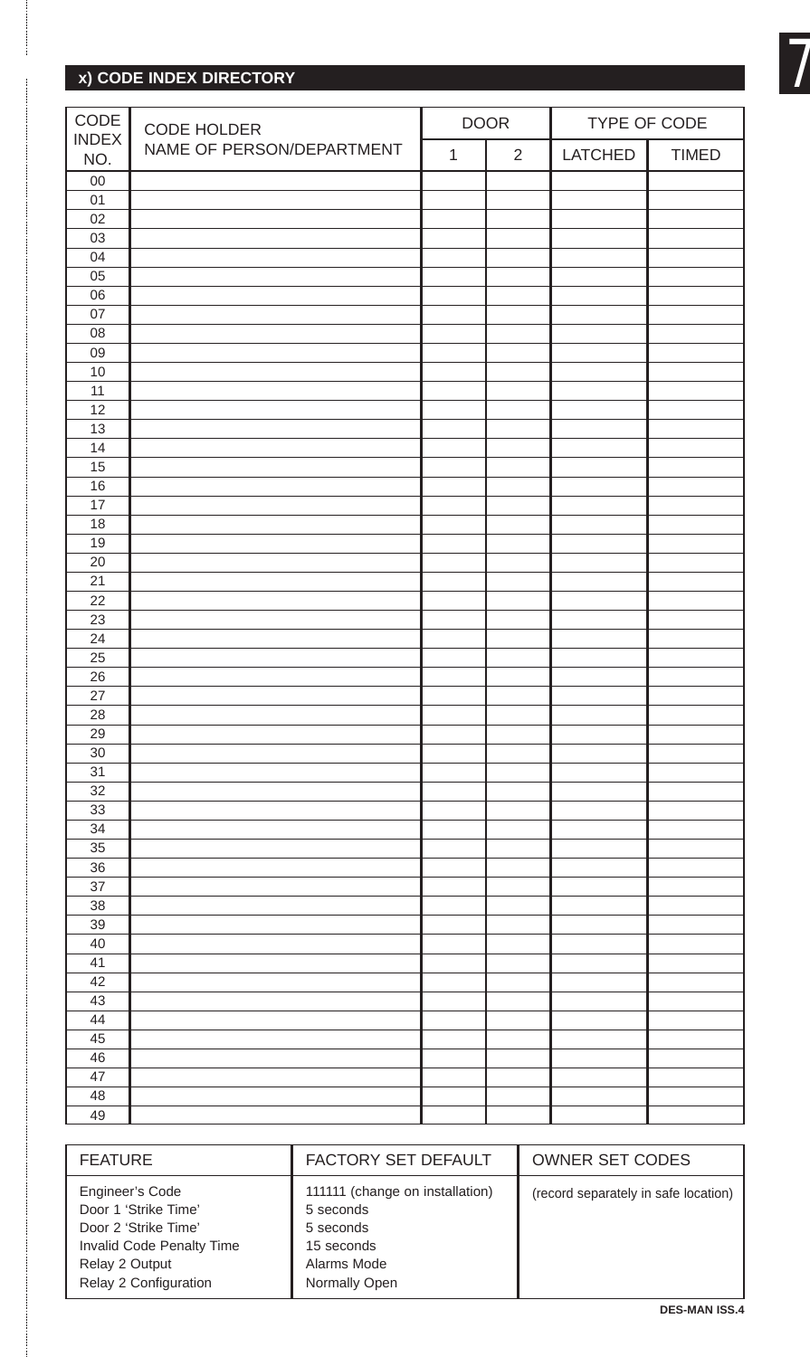## x) CODE INDEX DIRECTORY

| CODE INDEX NO. | CODE HOLDER NAME OF PERSON/DEPARTMENT | DOOR | | TYPE OF CODE | |
|---|---|---|---|---|---|
| | | 1 | 2 | LATCHED | TIMED |
| 00 | | | | | |
| 01 | | | | | |
| 02 | | | | | |
| 03 | | | | | |
| 04 | | | | | |
| 05 | | | | | |
| 06 | | | | | |
| 07 | | | | | |
| 08 | | | | | |
| 09 | | | | | |
| 10 | | | | | |
| 11 | | | | | |
| 12 | | | | | |
| 13 | | | | | |
| 14 | | | | | |
| 15 | | | | | |
| 16 | | | | | |
| 17 | | | | | |
| 18 | | | | | |
| 19 | | | | | |
| 20 | | | | | |
| 21 | | | | | |
| 22 | | | | | |
| 23 | | | | | |
| 24 | | | | | |
| 25 | | | | | |
| 26 | | | | | |
| 27 | | | | | |
| 28 | | | | | |
| 29 | | | | | |
| 30 | | | | | |
| 31 | | | | | |
| 32 | | | | | |
| 33 | | | | | |
| 34 | | | | | |
| 35 | | | | | |
| 36 | | | | | |
| 37 | | | | | |
| 38 | | | | | |
| 39 | | | | | |
| 40 | | | | | |
| 41 | | | | | |
| 42 | | | | | |
| 43 | | | | | |
| 44 | | | | | |
| 45 | | | | | |
| 46 | | | | | |
| 47 | | | | | |
| 48 | | | | | |
| 49 | | | | | |

| FEATURE | FACTORY SET DEFAULT | OWNER SET CODES |
|---|---|---|
| Engineer's Code | 111111 (change on installation) | (record separately in safe location) |
| Door 1 'Strike Time' | 5 seconds | |
| Door 2 'Strike Time' | 5 seconds | |
| Invalid Code Penalty Time | 15 seconds | |
| Relay 2 Output | Alarms Mode | |
| Relay 2 Configuration | Normally Open | |

DES-MAN ISS.4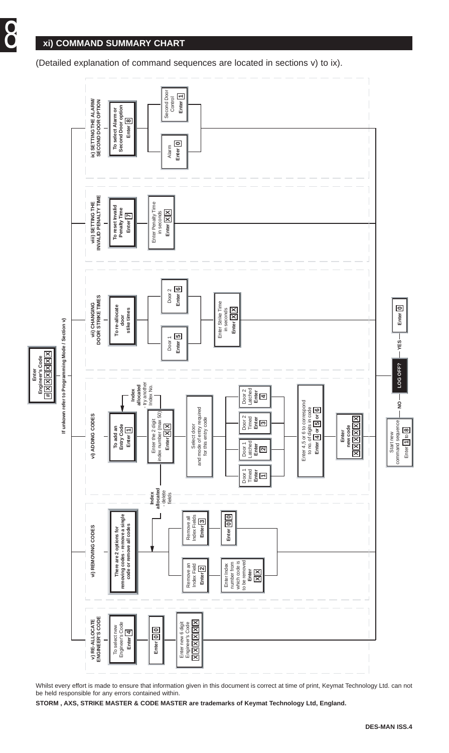## xi) COMMAND SUMMARY CHART

(Detailed explanation of command sequences are located in sections v) to ix).

Enter Engineer's Code # X X X X X X

If unkown refer to Programming Mode / Section v)

**v) RE-ALLOCATE ENGINEER'S CODE**

To select new Engineer's Code Enter 4

Enter 0 0

Enter new 6 digit Engineer's Code X X X X X X

**vi) REMOVING CODES**

There are 2 options for removing codes - remove a single code or remove all codes

Remove an Index Field Enter 2

Enter Index number from which code is to be removed Enter X X

Remove all Index Fields Enter 3

Enter 0 0

**vi) ADDING CODES**

To add an Entry Code Enter 1

Enter the 2 digit index number (max 50) Enter X X

Index allocated - try another Index No.

Index allocated - delete fields

Select door and mode of entry required for this entry code

Door 1 Timed Enter 1

Door 1 Latched Enter 2

Door 2 Timed Enter 3

Door 2 Latched Enter 4

Enter 4,5 or 6 to correspond to no. of digits in code Enter 4 or 5 or 6

Enter new code X X X X X X

**vii) CHANGING DOOR STRIKE TIMES**

To re-allocate door stike times

Door 1 Enter 5

Door 2 Enter 6

Enter Strike Time in seconds Enter X X

**viii) SETTING THE INVALID PENALTY TIME**

To reset Invalid Penalty Time Enter 7

Enter Penalty Time in seconds Enter X X

**ix) SETTING THE ALARM/ SECOND DOOR OPTION**

To select Alarm or Second Door option Enter 8

Alarm Enter 0

Second Door Control Enter 1

LOG OFF? — YES — Enter 0

LOG OFF? — NO — Start new command sequence Enter 1 to 8

Whilst every effort is made to ensure that information given in this document is correct at time of print, Keymat Technology Ltd. can not be held responsible for any errors contained within.

**STORM , AXS, STRIKE MASTER & CODE MASTER are trademarks of Keymat Technology Ltd, England.**

DES-MAN ISS.4